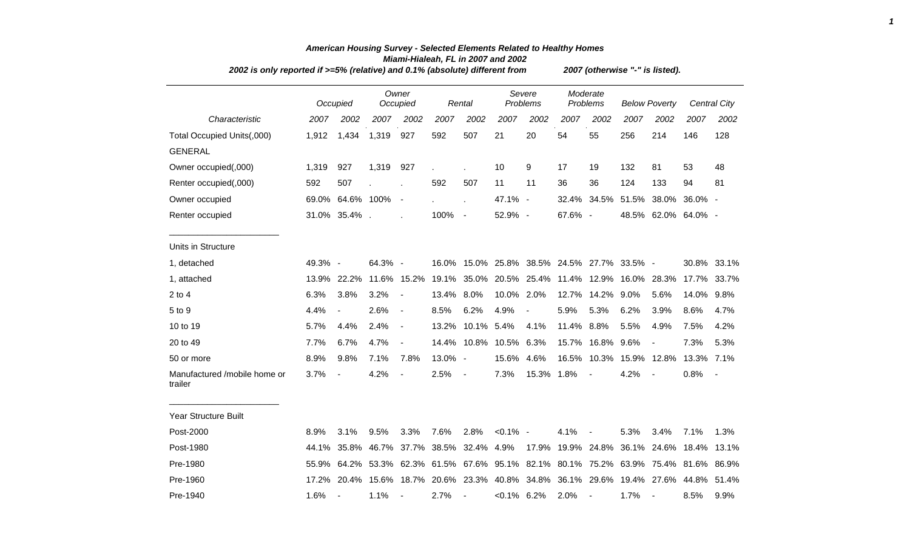# American Housing Survey - Selected Elements Related to Healthy Homes

### Miami-Hialeah, FL in 2007 and 2002

*2002 is only reported if >=5% (relative) and 0.1% (absolute) different from 2007 (otherwise "-" is listed).*

| | Occupied | | Owner Occupied | | Rental | | Severe Problems | | Moderate Problems | | Below Poverty | | Central City | |
|---|---|---|---|---|---|---|---|---|---|---|---|---|---|---|
| *Characteristic* | *2007* | *2002* | *2007* | *2002* | *2007* | *2002* | *2007* | *2002* | *2007* | *2002* | *2007* | *2002* | *2007* | *2002* |
| Total Occupied Units(,000) | 1,912 | 1,434 | 1,319 | 927 | 592 | 507 | 21 | 20 | 54 | 55 | 256 | 214 | 146 | 128 |
| GENERAL | | | | | | | | | | | | | | |
| Owner occupied(,000) | 1,319 | 927 | 1,319 | 927 | . | . | 10 | 9 | 17 | 19 | 132 | 81 | 53 | 48 |
| Renter occupied(,000) | 592 | 507 | . | . | 592 | 507 | 11 | 11 | 36 | 36 | 124 | 133 | 94 | 81 |
| Owner occupied | 69.0% | 64.6% | 100% | - | . | . | 47.1% | - | 32.4% | 34.5% | 51.5% | 38.0% | 36.0% | - |
| Renter occupied | 31.0% | 35.4% | . | . | 100% | - | 52.9% | - | 67.6% | - | 48.5% | 62.0% | 64.0% | - |
| Units in Structure | | | | | | | | | | | | | | |
| 1, detached | 49.3% | - | 64.3% | - | 16.0% | 15.0% | 25.8% | 38.5% | 24.5% | 27.7% | 33.5% | - | 30.8% | 33.1% |
| 1, attached | 13.9% | 22.2% | 11.6% | 15.2% | 19.1% | 35.0% | 20.5% | 25.4% | 11.4% | 12.9% | 16.0% | 28.3% | 17.7% | 33.7% |
| 2 to 4 | 6.3% | 3.8% | 3.2% | - | 13.4% | 8.0% | 10.0% | 2.0% | 12.7% | 14.2% | 9.0% | 5.6% | 14.0% | 9.8% |
| 5 to 9 | 4.4% | - | 2.6% | - | 8.5% | 6.2% | 4.9% | - | 5.9% | 5.3% | 6.2% | 3.9% | 8.6% | 4.7% |
| 10 to 19 | 5.7% | 4.4% | 2.4% | - | 13.2% | 10.1% | 5.4% | 4.1% | 11.4% | 8.8% | 5.5% | 4.9% | 7.5% | 4.2% |
| 20 to 49 | 7.7% | 6.7% | 4.7% | - | 14.4% | 10.8% | 10.5% | 6.3% | 15.7% | 16.8% | 9.6% | - | 7.3% | 5.3% |
| 50 or more | 8.9% | 9.8% | 7.1% | 7.8% | 13.0% | - | 15.6% | 4.6% | 16.5% | 10.3% | 15.9% | 12.8% | 13.3% | 7.1% |
| Manufactured /mobile home or trailer | 3.7% | - | 4.2% | - | 2.5% | - | 7.3% | 15.3% | 1.8% | - | 4.2% | - | 0.8% | - |
| Year Structure Built | | | | | | | | | | | | | | |
| Post-2000 | 8.9% | 3.1% | 9.5% | 3.3% | 7.6% | 2.8% | <0.1% | - | 4.1% | - | 5.3% | 3.4% | 7.1% | 1.3% |
| Post-1980 | 44.1% | 35.8% | 46.7% | 37.7% | 38.5% | 32.4% | 4.9% | 17.9% | 19.9% | 24.8% | 36.1% | 24.6% | 18.4% | 13.1% |
| Pre-1980 | 55.9% | 64.2% | 53.3% | 62.3% | 61.5% | 67.6% | 95.1% | 82.1% | 80.1% | 75.2% | 63.9% | 75.4% | 81.6% | 86.9% |
| Pre-1960 | 17.2% | 20.4% | 15.6% | 18.7% | 20.6% | 23.3% | 40.8% | 34.8% | 36.1% | 29.6% | 19.4% | 27.6% | 44.8% | 51.4% |
| Pre-1940 | 1.6% | - | 1.1% | - | 2.7% | - | <0.1% | 6.2% | 2.0% | - | 1.7% | - | 8.5% | 9.9% |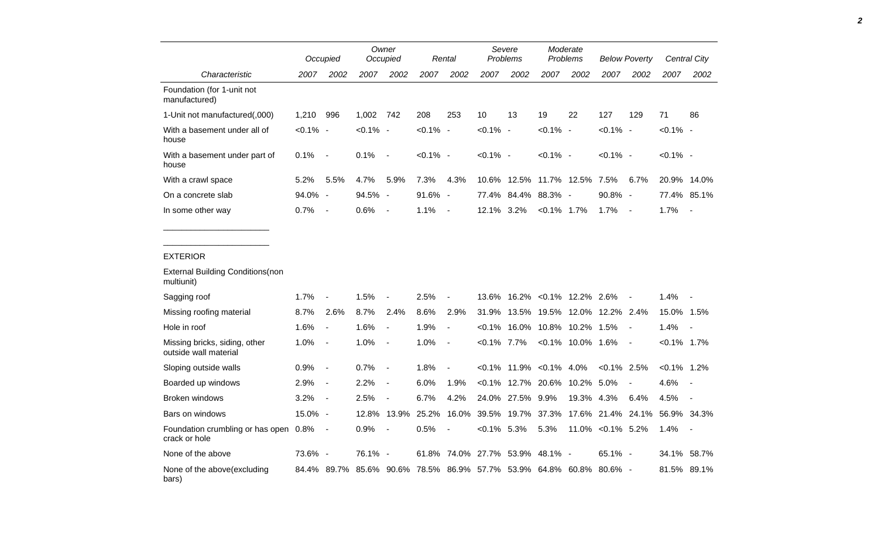| Characteristic | Occupied 2007 | Occupied 2002 | Owner Occupied 2007 | Owner Occupied 2002 | Rental 2007 | Rental 2002 | Severe Problems 2007 | Severe Problems 2002 | Moderate Problems 2007 | Moderate Problems 2002 | Below Poverty 2007 | Below Poverty 2002 | Central City 2007 | Central City 2002 |
|---|---|---|---|---|---|---|---|---|---|---|---|---|---|---|
| Foundation (for 1-unit not manufactured) | | | | | | | | | | | | | | |
| 1-Unit not manufactured(,000) | 1,210 | 996 | 1,002 | 742 | 208 | 253 | 10 | 13 | 19 | 22 | 127 | 129 | 71 | 86 |
| With a basement under all of house | <0.1% | - | <0.1% | - | <0.1% | - | <0.1% | - | <0.1% | - | <0.1% | - | <0.1% | - |
| With a basement under part of house | 0.1% | - | 0.1% | - | <0.1% | - | <0.1% | - | <0.1% | - | <0.1% | - | <0.1% | - |
| With a crawl space | 5.2% | 5.5% | 4.7% | 5.9% | 7.3% | 4.3% | 10.6% | 12.5% | 11.7% | 12.5% | 7.5% | 6.7% | 20.9% | 14.0% |
| On a concrete slab | 94.0% | - | 94.5% | - | 91.6% | - | 77.4% | 84.4% | 88.3% | - | 90.8% | - | 77.4% | 85.1% |
| In some other way | 0.7% | - | 0.6% | - | 1.1% | - | 12.1% | 3.2% | <0.1% | 1.7% | 1.7% | - | 1.7% | - |
| EXTERIOR | | | | | | | | | | | | | | |
| External Building Conditions(non multiunit) | | | | | | | | | | | | | | |
| Sagging roof | 1.7% | - | 1.5% | - | 2.5% | - | 13.6% | 16.2% | <0.1% | 12.2% | 2.6% | - | 1.4% | - |
| Missing roofing material | 8.7% | 2.6% | 8.7% | 2.4% | 8.6% | 2.9% | 31.9% | 13.5% | 19.5% | 12.0% | 12.2% | 2.4% | 15.0% | 1.5% |
| Hole in roof | 1.6% | - | 1.6% | - | 1.9% | - | <0.1% | 16.0% | 10.8% | 10.2% | 1.5% | - | 1.4% | - |
| Missing bricks, siding, other outside wall material | 1.0% | - | 1.0% | - | 1.0% | - | <0.1% | 7.7% | <0.1% | 10.0% | 1.6% | - | <0.1% | 1.7% |
| Sloping outside walls | 0.9% | - | 0.7% | - | 1.8% | - | <0.1% | 11.9% | <0.1% | 4.0% | <0.1% | 2.5% | <0.1% | 1.2% |
| Boarded up windows | 2.9% | - | 2.2% | - | 6.0% | 1.9% | <0.1% | 12.7% | 20.6% | 10.2% | 5.0% | - | 4.6% | - |
| Broken windows | 3.2% | - | 2.5% | - | 6.7% | 4.2% | 24.0% | 27.5% | 9.9% | 19.3% | 4.3% | 6.4% | 4.5% | - |
| Bars on windows | 15.0% | - | 12.8% | 13.9% | 25.2% | 16.0% | 39.5% | 19.7% | 37.3% | 17.6% | 21.4% | 24.1% | 56.9% | 34.3% |
| Foundation crumbling or has open crack or hole | 0.8% | - | 0.9% | - | 0.5% | - | <0.1% | 5.3% | 5.3% | 11.0% | <0.1% | 5.2% | 1.4% | - |
| None of the above | 73.6% | - | 76.1% | - | 61.8% | 74.0% | 27.7% | 53.9% | 48.1% | - | 65.1% | - | 34.1% | 58.7% |
| None of the above(excluding bars) | 84.4% | 89.7% | 85.6% | 90.6% | 78.5% | 86.9% | 57.7% | 53.9% | 64.8% | 60.8% | 80.6% | - | 81.5% | 89.1% |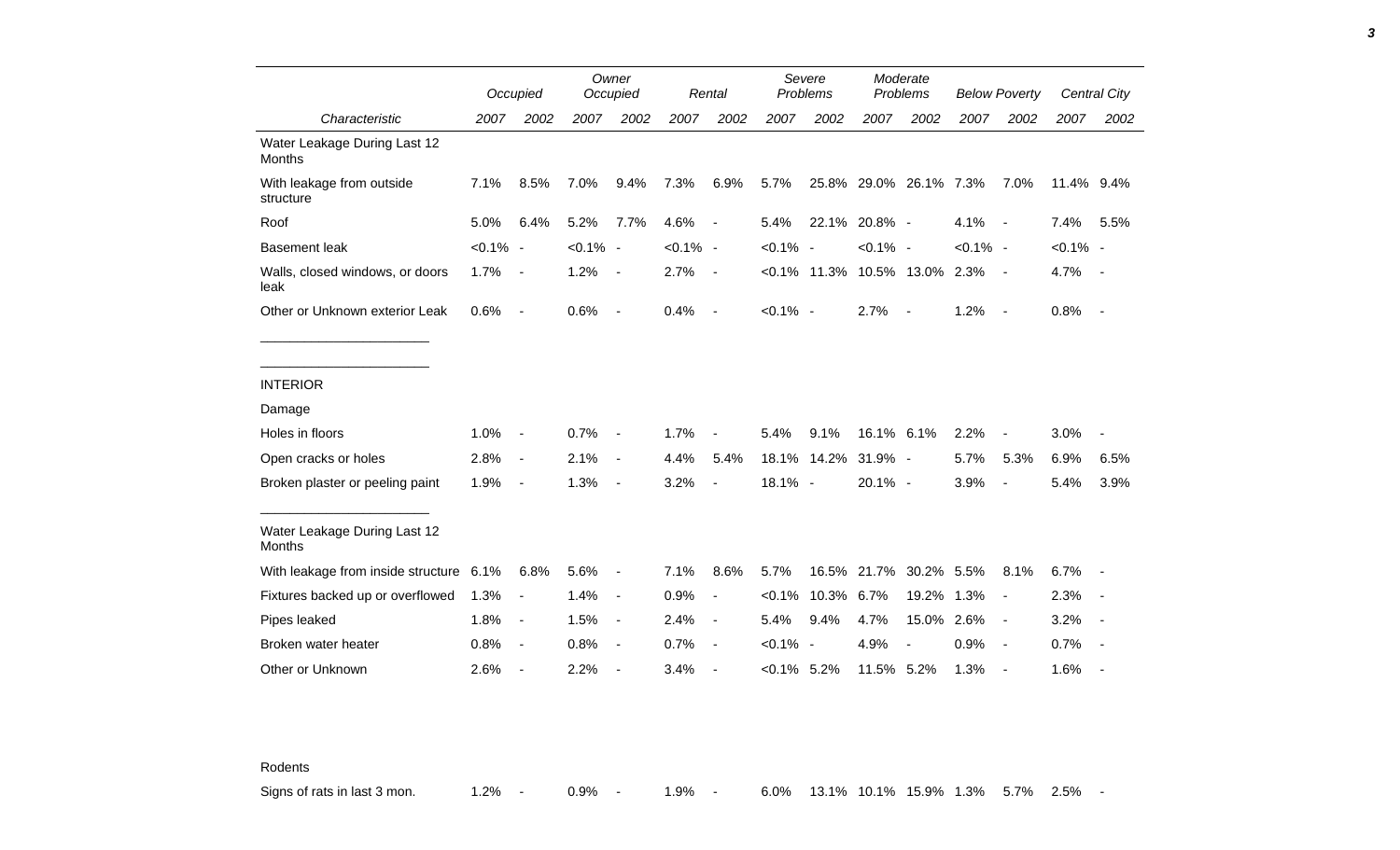| Characteristic | Occupied 2007 | Occupied 2002 | Owner Occupied 2007 | Owner Occupied 2002 | Rental 2007 | Rental 2002 | Severe Problems 2007 | Severe Problems 2002 | Moderate Problems 2007 | Moderate Problems 2002 | Below Poverty 2007 | Below Poverty 2002 | Central City 2007 | Central City 2002 |
|---|---|---|---|---|---|---|---|---|---|---|---|---|---|---|
| Water Leakage During Last 12 Months | | | | | | | | | | | | | | |
| With leakage from outside structure | 7.1% | 8.5% | 7.0% | 9.4% | 7.3% | 6.9% | 5.7% | 25.8% | 29.0% | 26.1% | 7.3% | 7.0% | 11.4% | 9.4% |
| Roof | 5.0% | 6.4% | 5.2% | 7.7% | 4.6% | - | 5.4% | 22.1% | 20.8% | - | 4.1% | - | 7.4% | 5.5% |
| Basement leak | <0.1% | - | <0.1% | - | <0.1% | - | <0.1% | - | <0.1% | - | <0.1% | - | <0.1% | - |
| Walls, closed windows, or doors leak | 1.7% | - | 1.2% | - | 2.7% | - | <0.1% | 11.3% | 10.5% | 13.0% | 2.3% | - | 4.7% | - |
| Other or Unknown exterior Leak | 0.6% | - | 0.6% | - | 0.4% | - | <0.1% | - | 2.7% | - | 1.2% | - | 0.8% | - |
| INTERIOR | | | | | | | | | | | | | | |
| Damage | | | | | | | | | | | | | | |
| Holes in floors | 1.0% | - | 0.7% | - | 1.7% | - | 5.4% | 9.1% | 16.1% | 6.1% | 2.2% | - | 3.0% | - |
| Open cracks or holes | 2.8% | - | 2.1% | - | 4.4% | 5.4% | 18.1% | 14.2% | 31.9% | - | 5.7% | 5.3% | 6.9% | 6.5% |
| Broken plaster or peeling paint | 1.9% | - | 1.3% | - | 3.2% | - | 18.1% | - | 20.1% | - | 3.9% | - | 5.4% | 3.9% |
| Water Leakage During Last 12 Months | | | | | | | | | | | | | | |
| With leakage from inside structure | 6.1% | 6.8% | 5.6% | - | 7.1% | 8.6% | 5.7% | 16.5% | 21.7% | 30.2% | 5.5% | 8.1% | 6.7% | - |
| Fixtures backed up or overflowed | 1.3% | - | 1.4% | - | 0.9% | - | <0.1% | 10.3% | 6.7% | 19.2% | 1.3% | - | 2.3% | - |
| Pipes leaked | 1.8% | - | 1.5% | - | 2.4% | - | 5.4% | 9.4% | 4.7% | 15.0% | 2.6% | - | 3.2% | - |
| Broken water heater | 0.8% | - | 0.8% | - | 0.7% | - | <0.1% | - | 4.9% | - | 0.9% | - | 0.7% | - |
| Other or Unknown | 2.6% | - | 2.2% | - | 3.4% | - | <0.1% | 5.2% | 11.5% | 5.2% | 1.3% | - | 1.6% | - |
| Rodents | | | | | | | | | | | | | | |
| Signs of rats in last 3 mon. | 1.2% | - | 0.9% | - | 1.9% | - | 6.0% | 13.1% | 10.1% | 15.9% | 1.3% | 5.7% | 2.5% | - |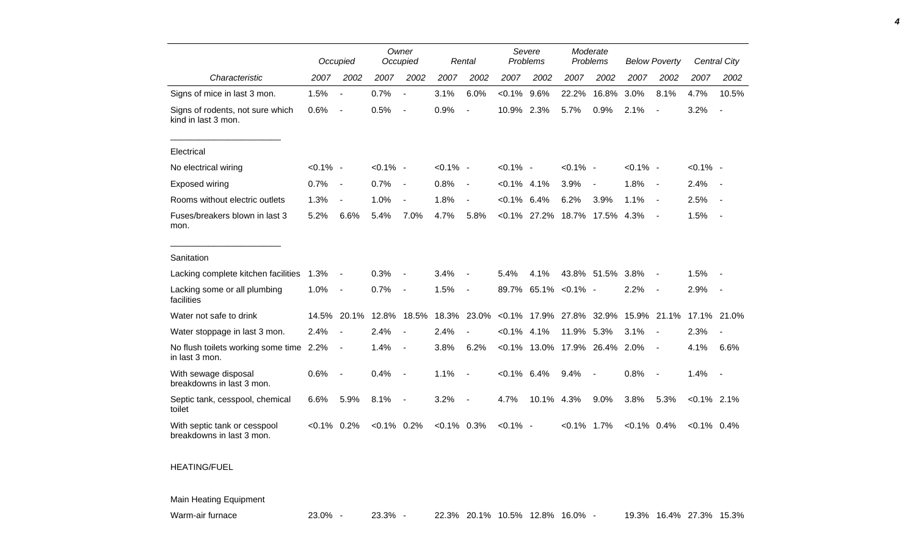| Characteristic | Occupied | | Owner Occupied | | Rental | | Severe Problems | | Moderate Problems | | Below Poverty | | Central City | |
|---|---|---|---|---|---|---|---|---|---|---|---|---|---|---|
| | 2007 | 2002 | 2007 | 2002 | 2007 | 2002 | 2007 | 2002 | 2007 | 2002 | 2007 | 2002 | 2007 | 2002 |
| Signs of mice in last 3 mon. | 1.5% | - | 0.7% | - | 3.1% | 6.0% | <0.1% | 9.6% | 22.2% | 16.8% | 3.0% | 8.1% | 4.7% | 10.5% |
| Signs of rodents, not sure which kind in last 3 mon. | 0.6% | - | 0.5% | - | 0.9% | - | 10.9% | 2.3% | 5.7% | 0.9% | 2.1% | - | 3.2% | - |
| Electrical | | | | | | | | | | | | | | |
| No electrical wiring | <0.1% | - | <0.1% | - | <0.1% | - | <0.1% | - | <0.1% | - | <0.1% | - | <0.1% | - |
| Exposed wiring | 0.7% | - | 0.7% | - | 0.8% | - | <0.1% | 4.1% | 3.9% | - | 1.8% | - | 2.4% | - |
| Rooms without electric outlets | 1.3% | - | 1.0% | - | 1.8% | - | <0.1% | 6.4% | 6.2% | 3.9% | 1.1% | - | 2.5% | - |
| Fuses/breakers blown in last 3 mon. | 5.2% | 6.6% | 5.4% | 7.0% | 4.7% | 5.8% | <0.1% | 27.2% | 18.7% | 17.5% | 4.3% | - | 1.5% | - |
| Sanitation | | | | | | | | | | | | | | |
| Lacking complete kitchen facilities | 1.3% | - | 0.3% | - | 3.4% | - | 5.4% | 4.1% | 43.8% | 51.5% | 3.8% | - | 1.5% | - |
| Lacking some or all plumbing facilities | 1.0% | - | 0.7% | - | 1.5% | - | 89.7% | 65.1% | <0.1% | - | 2.2% | - | 2.9% | - |
| Water not safe to drink | 14.5% | 20.1% | 12.8% | 18.5% | 18.3% | 23.0% | <0.1% | 17.9% | 27.8% | 32.9% | 15.9% | 21.1% | 17.1% | 21.0% |
| Water stoppage in last 3 mon. | 2.4% | - | 2.4% | - | 2.4% | - | <0.1% | 4.1% | 11.9% | 5.3% | 3.1% | - | 2.3% | - |
| No flush toilets working some time in last 3 mon. | 2.2% | - | 1.4% | - | 3.8% | 6.2% | <0.1% | 13.0% | 17.9% | 26.4% | 2.0% | - | 4.1% | 6.6% |
| With sewage disposal breakdowns in last 3 mon. | 0.6% | - | 0.4% | - | 1.1% | - | <0.1% | 6.4% | 9.4% | - | 0.8% | - | 1.4% | - |
| Septic tank, cesspool, chemical toilet | 6.6% | 5.9% | 8.1% | - | 3.2% | - | 4.7% | 10.1% | 4.3% | 9.0% | 3.8% | 5.3% | <0.1% | 2.1% |
| With septic tank or cesspool breakdowns in last 3 mon. | <0.1% | 0.2% | <0.1% | 0.2% | <0.1% | 0.3% | <0.1% | - | <0.1% | 1.7% | <0.1% | 0.4% | <0.1% | 0.4% |
| HEATING/FUEL | | | | | | | | | | | | | | |
| Main Heating Equipment | | | | | | | | | | | | | | |
| Warm-air furnace | 23.0% | - | 23.3% | - | 22.3% | 20.1% | 10.5% | 12.8% | 16.0% | - | 19.3% | 16.4% | 27.3% | 15.3% |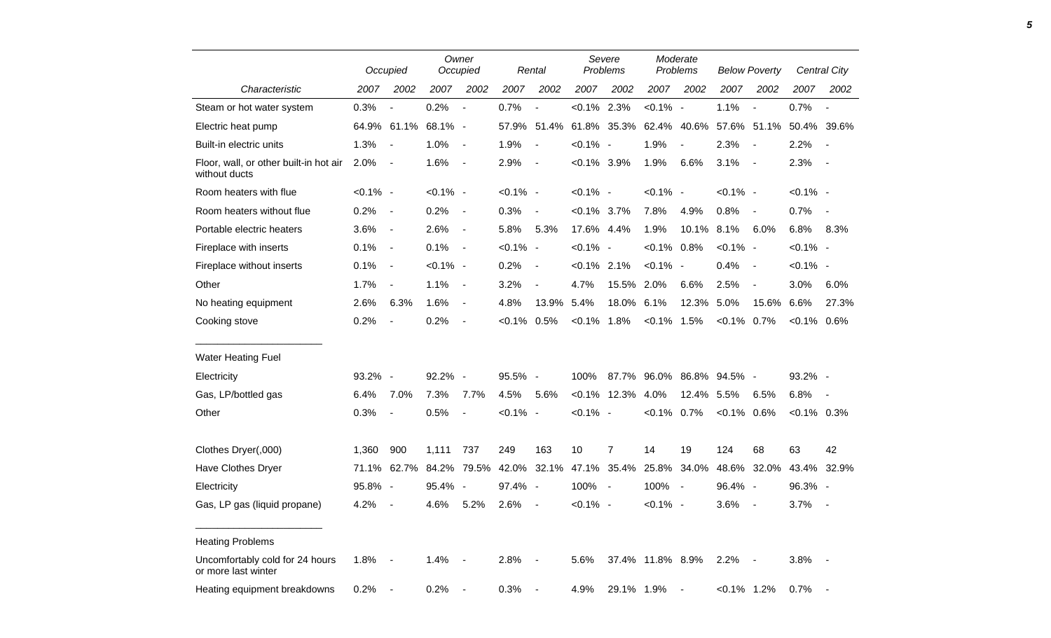| Characteristic | Occupied | | Owner Occupied | | Rental | | Severe Problems | | Moderate Problems | | Below Poverty | | Central City | |
|---|---|---|---|---|---|---|---|---|---|---|---|---|---|---|
| | 2007 | 2002 | 2007 | 2002 | 2007 | 2002 | 2007 | 2002 | 2007 | 2002 | 2007 | 2002 | 2007 | 2002 |
| Steam or hot water system | 0.3% | - | 0.2% | - | 0.7% | - | <0.1% | 2.3% | <0.1% | - | 1.1% | - | 0.7% | - |
| Electric heat pump | 64.9% | 61.1% | 68.1% | - | 57.9% | 51.4% | 61.8% | 35.3% | 62.4% | 40.6% | 57.6% | 51.1% | 50.4% | 39.6% |
| Built-in electric units | 1.3% | - | 1.0% | - | 1.9% | - | <0.1% | - | 1.9% | - | 2.3% | - | 2.2% | - |
| Floor, wall, or other built-in hot air without ducts | 2.0% | - | 1.6% | - | 2.9% | - | <0.1% | 3.9% | 1.9% | 6.6% | 3.1% | - | 2.3% | - |
| Room heaters with flue | <0.1% | - | <0.1% | - | <0.1% | - | <0.1% | - | <0.1% | - | <0.1% | - | <0.1% | - |
| Room heaters without flue | 0.2% | - | 0.2% | - | 0.3% | - | <0.1% | 3.7% | 7.8% | 4.9% | 0.8% | - | 0.7% | - |
| Portable electric heaters | 3.6% | - | 2.6% | - | 5.8% | 5.3% | 17.6% | 4.4% | 1.9% | 10.1% | 8.1% | 6.0% | 6.8% | 8.3% |
| Fireplace with inserts | 0.1% | - | 0.1% | - | <0.1% | - | <0.1% | - | <0.1% | 0.8% | <0.1% | - | <0.1% | - |
| Fireplace without inserts | 0.1% | - | <0.1% | - | 0.2% | - | <0.1% | 2.1% | <0.1% | - | 0.4% | - | <0.1% | - |
| Other | 1.7% | - | 1.1% | - | 3.2% | - | 4.7% | 15.5% | 2.0% | 6.6% | 2.5% | - | 3.0% | 6.0% |
| No heating equipment | 2.6% | 6.3% | 1.6% | - | 4.8% | 13.9% | 5.4% | 18.0% | 6.1% | 12.3% | 5.0% | 15.6% | 6.6% | 27.3% |
| Cooking stove | 0.2% | - | 0.2% | - | <0.1% | 0.5% | <0.1% | 1.8% | <0.1% | 1.5% | <0.1% | 0.7% | <0.1% | 0.6% |
| Water Heating Fuel | | | | | | | | | | | | | | |
| Electricity | 93.2% | - | 92.2% | - | 95.5% | - | 100% | 87.7% | 96.0% | 86.8% | 94.5% | - | 93.2% | - |
| Gas, LP/bottled gas | 6.4% | 7.0% | 7.3% | 7.7% | 4.5% | 5.6% | <0.1% | 12.3% | 4.0% | 12.4% | 5.5% | 6.5% | 6.8% | - |
| Other | 0.3% | - | 0.5% | - | <0.1% | - | <0.1% | - | <0.1% | 0.7% | <0.1% | 0.6% | <0.1% | 0.3% |
| Clothes Dryer(,000) | 1,360 | 900 | 1,111 | 737 | 249 | 163 | 10 | 7 | 14 | 19 | 124 | 68 | 63 | 42 |
| Have Clothes Dryer | 71.1% | 62.7% | 84.2% | 79.5% | 42.0% | 32.1% | 47.1% | 35.4% | 25.8% | 34.0% | 48.6% | 32.0% | 43.4% | 32.9% |
| Electricity | 95.8% | - | 95.4% | - | 97.4% | - | 100% | - | 100% | - | 96.4% | - | 96.3% | - |
| Gas, LP gas (liquid propane) | 4.2% | - | 4.6% | 5.2% | 2.6% | - | <0.1% | - | <0.1% | - | 3.6% | - | 3.7% | - |
| Heating Problems | | | | | | | | | | | | | | |
| Uncomfortably cold for 24 hours or more last winter | 1.8% | - | 1.4% | - | 2.8% | - | 5.6% | 37.4% | 11.8% | 8.9% | 2.2% | - | 3.8% | - |
| Heating equipment breakdowns | 0.2% | - | 0.2% | - | 0.3% | - | 4.9% | 29.1% | 1.9% | - | <0.1% | 1.2% | 0.7% | - |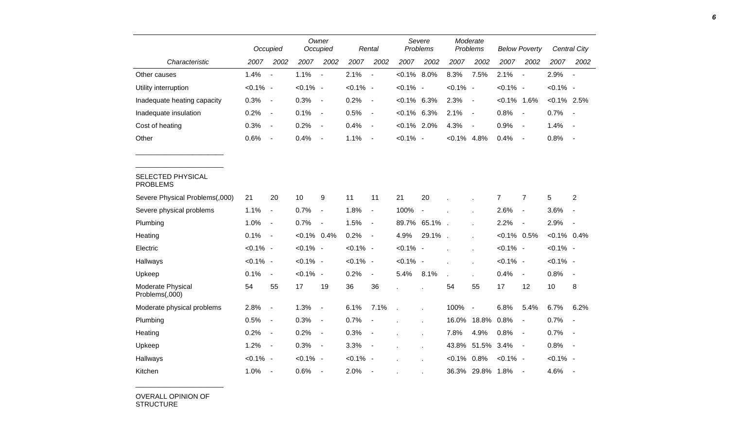| Characteristic | Occupied | | Owner Occupied | | Rental | | Severe Problems | | Moderate Problems | | Below Poverty | | Central City | |
|---|---|---|---|---|---|---|---|---|---|---|---|---|---|---|
| | 2007 | 2002 | 2007 | 2002 | 2007 | 2002 | 2007 | 2002 | 2007 | 2002 | 2007 | 2002 | 2007 | 2002 |
| Other causes | 1.4% | - | 1.1% | - | 2.1% | - | <0.1% | 8.0% | 8.3% | 7.5% | 2.1% | - | 2.9% | - |
| Utility interruption | <0.1% | - | <0.1% | - | <0.1% | - | <0.1% | - | <0.1% | - | <0.1% | - | <0.1% | - |
| Inadequate heating capacity | 0.3% | - | 0.3% | - | 0.2% | - | <0.1% | 6.3% | 2.3% | - | <0.1% | 1.6% | <0.1% | 2.5% |
| Inadequate insulation | 0.2% | - | 0.1% | - | 0.5% | - | <0.1% | 6.3% | 2.1% | - | 0.8% | - | 0.7% | - |
| Cost of heating | 0.3% | - | 0.2% | - | 0.4% | - | <0.1% | 2.0% | 4.3% | - | 0.9% | - | 1.4% | - |
| Other | 0.6% | - | 0.4% | - | 1.1% | - | <0.1% | - | <0.1% | 4.8% | 0.4% | - | 0.8% | - |
| SELECTED PHYSICAL PROBLEMS | | | | | | | | | | | | | | |
| Severe Physical Problems(,000) | 21 | 20 | 10 | 9 | 11 | 11 | 21 | 20 | . | . | 7 | 7 | 5 | 2 |
| Severe physical problems | 1.1% | - | 0.7% | - | 1.8% | - | 100% | - | . | . | 2.6% | - | 3.6% | - |
| Plumbing | 1.0% | - | 0.7% | - | 1.5% | - | 89.7% | 65.1% | . | . | 2.2% | - | 2.9% | - |
| Heating | 0.1% | - | <0.1% | 0.4% | 0.2% | - | 4.9% | 29.1% | . | . | <0.1% | 0.5% | <0.1% | 0.4% |
| Electric | <0.1% | - | <0.1% | - | <0.1% | - | <0.1% | - | . | . | <0.1% | - | <0.1% | - |
| Hallways | <0.1% | - | <0.1% | - | <0.1% | - | <0.1% | - | . | . | <0.1% | - | <0.1% | - |
| Upkeep | 0.1% | - | <0.1% | - | 0.2% | - | 5.4% | 8.1% | . | . | 0.4% | - | 0.8% | - |
| Moderate Physical Problems(,000) | 54 | 55 | 17 | 19 | 36 | 36 | . | . | 54 | 55 | 17 | 12 | 10 | 8 |
| Moderate physical problems | 2.8% | - | 1.3% | - | 6.1% | 7.1% | . | . | 100% | - | 6.8% | 5.4% | 6.7% | 6.2% |
| Plumbing | 0.5% | - | 0.3% | - | 0.7% | - | . | . | 16.0% | 18.8% | 0.8% | - | 0.7% | - |
| Heating | 0.2% | - | 0.2% | - | 0.3% | - | . | . | 7.8% | 4.9% | 0.8% | - | 0.7% | - |
| Upkeep | 1.2% | - | 0.3% | - | 3.3% | - | . | . | 43.8% | 51.5% | 3.4% | - | 0.8% | - |
| Hallways | <0.1% | - | <0.1% | - | <0.1% | - | . | . | <0.1% | 0.8% | <0.1% | - | <0.1% | - |
| Kitchen | 1.0% | - | 0.6% | - | 2.0% | - | . | . | 36.3% | 29.8% | 1.8% | - | 4.6% | - |

OVERALL OPINION OF STRUCTURE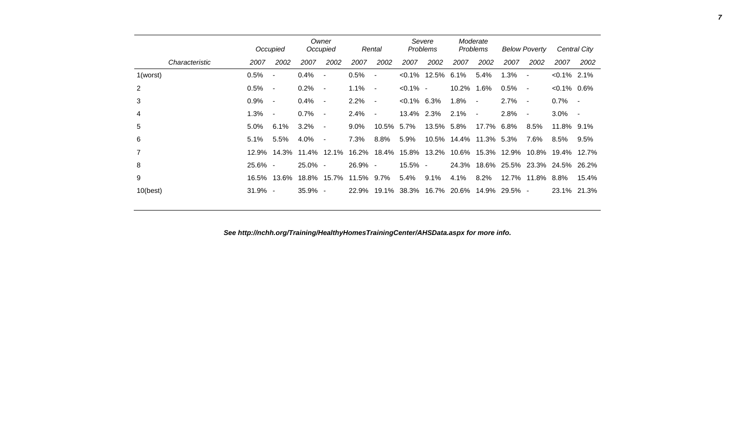| Characteristic | Occupied | | Owner Occupied | | Rental | | Severe Problems | | Moderate Problems | | Below Poverty | | Central City | |
|---|---|---|---|---|---|---|---|---|---|---|---|---|---|---|
| | 2007 | 2002 | 2007 | 2002 | 2007 | 2002 | 2007 | 2002 | 2007 | 2002 | 2007 | 2002 | 2007 | 2002 |
| 1(worst) | 0.5% | - | 0.4% | - | 0.5% | - | <0.1% | 12.5% | 6.1% | 5.4% | 1.3% | - | <0.1% | 2.1% |
| 2 | 0.5% | - | 0.2% | - | 1.1% | - | <0.1% | - | 10.2% | 1.6% | 0.5% | - | <0.1% | 0.6% |
| 3 | 0.9% | - | 0.4% | - | 2.2% | - | <0.1% | 6.3% | 1.8% | - | 2.7% | - | 0.7% | - |
| 4 | 1.3% | - | 0.7% | - | 2.4% | - | 13.4% | 2.3% | 2.1% | - | 2.8% | - | 3.0% | - |
| 5 | 5.0% | 6.1% | 3.2% | - | 9.0% | 10.5% | 5.7% | 13.5% | 5.8% | 17.7% | 6.8% | 8.5% | 11.8% | 9.1% |
| 6 | 5.1% | 5.5% | 4.0% | - | 7.3% | 8.8% | 5.9% | 10.5% | 14.4% | 11.3% | 5.3% | 7.6% | 8.5% | 9.5% |
| 7 | 12.9% | 14.3% | 11.4% | 12.1% | 16.2% | 18.4% | 15.8% | 13.2% | 10.6% | 15.3% | 12.9% | 10.8% | 19.4% | 12.7% |
| 8 | 25.6% | - | 25.0% | - | 26.9% | - | 15.5% | - | 24.3% | 18.6% | 25.5% | 23.3% | 24.5% | 26.2% |
| 9 | 16.5% | 13.6% | 18.8% | 15.7% | 11.5% | 9.7% | 5.4% | 9.1% | 4.1% | 8.2% | 12.7% | 11.8% | 8.8% | 15.4% |
| 10(best) | 31.9% | - | 35.9% | - | 22.9% | 19.1% | 38.3% | 16.7% | 20.6% | 14.9% | 29.5% | - | 23.1% | 21.3% |

***See http://nchh.org/Training/HealthyHomesTrainingCenter/AHSData.aspx for more info.***